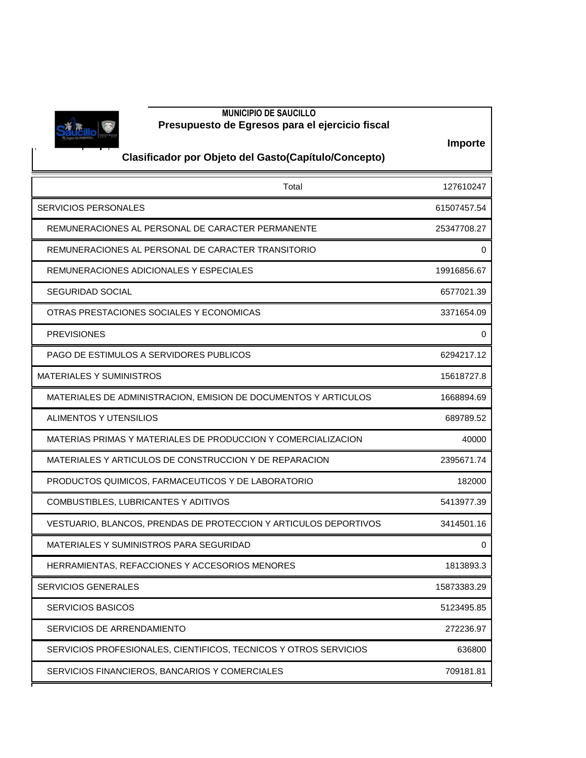**MUNICIPIO DE SAUCILLO**

**Presupuesto de Egresos para el ejercicio fiscal**

**Clasificador por Objeto del Gasto(Capítulo/Concepto)**

| | Importe |
|---|---|
| Total | 127610247 |
| SERVICIOS PERSONALES | 61507457.54 |
| REMUNERACIONES AL PERSONAL DE CARACTER PERMANENTE | 25347708.27 |
| REMUNERACIONES AL PERSONAL DE CARACTER TRANSITORIO | 0 |
| REMUNERACIONES ADICIONALES Y ESPECIALES | 19916856.67 |
| SEGURIDAD SOCIAL | 6577021.39 |
| OTRAS PRESTACIONES SOCIALES Y ECONOMICAS | 3371654.09 |
| PREVISIONES | 0 |
| PAGO DE ESTIMULOS A SERVIDORES PUBLICOS | 6294217.12 |
| MATERIALES Y SUMINISTROS | 15618727.8 |
| MATERIALES DE ADMINISTRACION, EMISION DE DOCUMENTOS Y ARTICULOS | 1668894.69 |
| ALIMENTOS Y UTENSILIOS | 689789.52 |
| MATERIAS PRIMAS Y MATERIALES DE PRODUCCION Y COMERCIALIZACION | 40000 |
| MATERIALES Y ARTICULOS DE CONSTRUCCION Y DE REPARACION | 2395671.74 |
| PRODUCTOS QUIMICOS, FARMACEUTICOS Y DE LABORATORIO | 182000 |
| COMBUSTIBLES, LUBRICANTES Y ADITIVOS | 5413977.39 |
| VESTUARIO, BLANCOS, PRENDAS DE PROTECCION Y ARTICULOS DEPORTIVOS | 3414501.16 |
| MATERIALES Y SUMINISTROS PARA SEGURIDAD | 0 |
| HERRAMIENTAS, REFACCIONES Y ACCESORIOS MENORES | 1813893.3 |
| SERVICIOS GENERALES | 15873383.29 |
| SERVICIOS BASICOS | 5123495.85 |
| SERVICIOS DE ARRENDAMIENTO | 272236.97 |
| SERVICIOS PROFESIONALES, CIENTIFICOS, TECNICOS Y OTROS SERVICIOS | 636800 |
| SERVICIOS FINANCIEROS, BANCARIOS Y COMERCIALES | 709181.81 |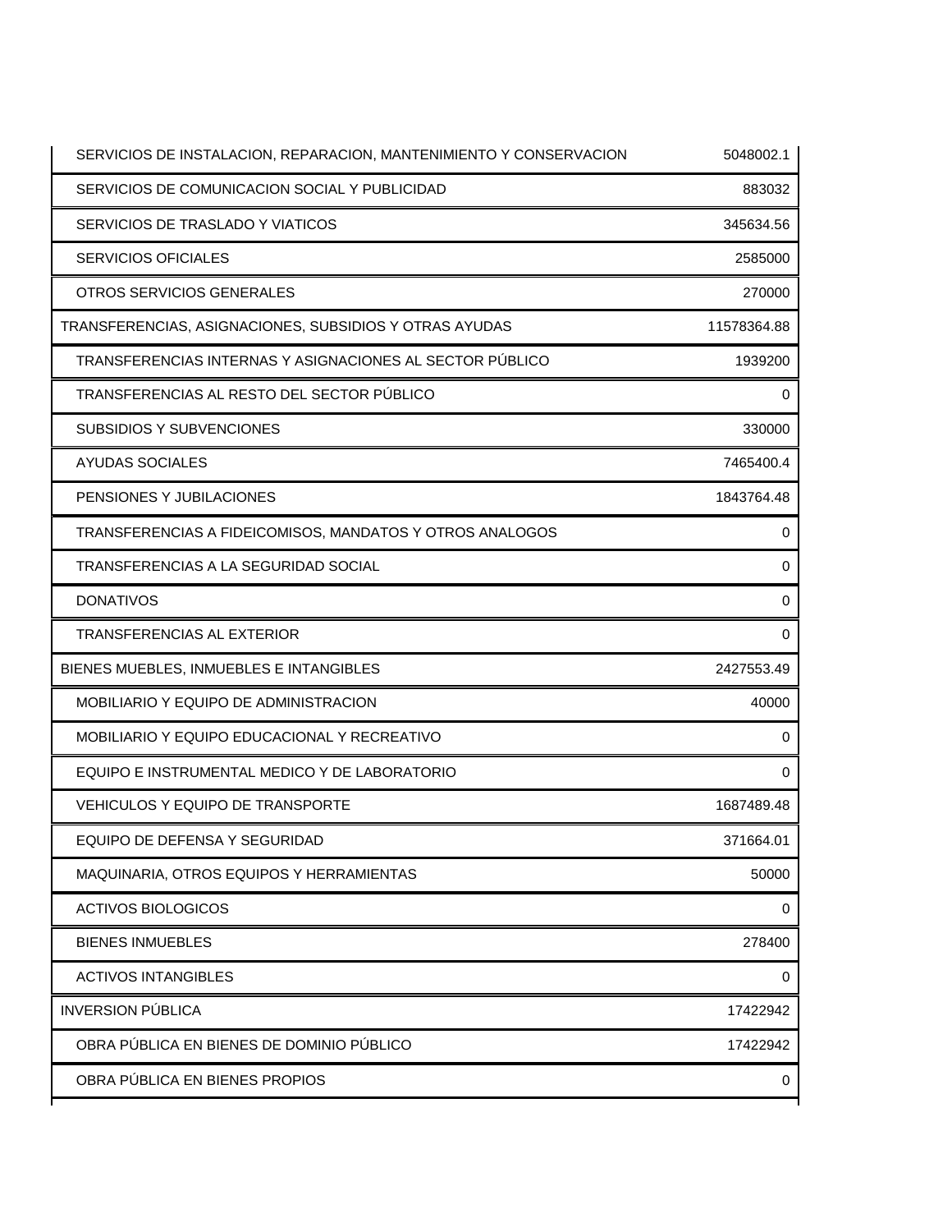| | |
|---|---|
| SERVICIOS DE INSTALACION, REPARACION, MANTENIMIENTO Y CONSERVACION | 5048002.1 |
| SERVICIOS DE COMUNICACION SOCIAL Y PUBLICIDAD | 883032 |
| SERVICIOS DE TRASLADO Y VIATICOS | 345634.56 |
| SERVICIOS OFICIALES | 2585000 |
| OTROS SERVICIOS GENERALES | 270000 |
| TRANSFERENCIAS, ASIGNACIONES, SUBSIDIOS Y OTRAS AYUDAS | 11578364.88 |
| TRANSFERENCIAS INTERNAS Y ASIGNACIONES AL SECTOR PÚBLICO | 1939200 |
| TRANSFERENCIAS AL RESTO DEL SECTOR PÚBLICO | 0 |
| SUBSIDIOS Y SUBVENCIONES | 330000 |
| AYUDAS SOCIALES | 7465400.4 |
| PENSIONES Y JUBILACIONES | 1843764.48 |
| TRANSFERENCIAS A FIDEICOMISOS, MANDATOS Y OTROS ANALOGOS | 0 |
| TRANSFERENCIAS A LA SEGURIDAD SOCIAL | 0 |
| DONATIVOS | 0 |
| TRANSFERENCIAS AL EXTERIOR | 0 |
| BIENES MUEBLES, INMUEBLES E INTANGIBLES | 2427553.49 |
| MOBILIARIO Y EQUIPO DE ADMINISTRACION | 40000 |
| MOBILIARIO Y EQUIPO EDUCACIONAL Y RECREATIVO | 0 |
| EQUIPO E INSTRUMENTAL MEDICO Y DE LABORATORIO | 0 |
| VEHICULOS Y EQUIPO DE TRANSPORTE | 1687489.48 |
| EQUIPO DE DEFENSA Y SEGURIDAD | 371664.01 |
| MAQUINARIA, OTROS EQUIPOS Y HERRAMIENTAS | 50000 |
| ACTIVOS BIOLOGICOS | 0 |
| BIENES INMUEBLES | 278400 |
| ACTIVOS INTANGIBLES | 0 |
| INVERSION PÚBLICA | 17422942 |
| OBRA PÚBLICA EN BIENES DE DOMINIO PÚBLICO | 17422942 |
| OBRA PÚBLICA EN BIENES PROPIOS | 0 |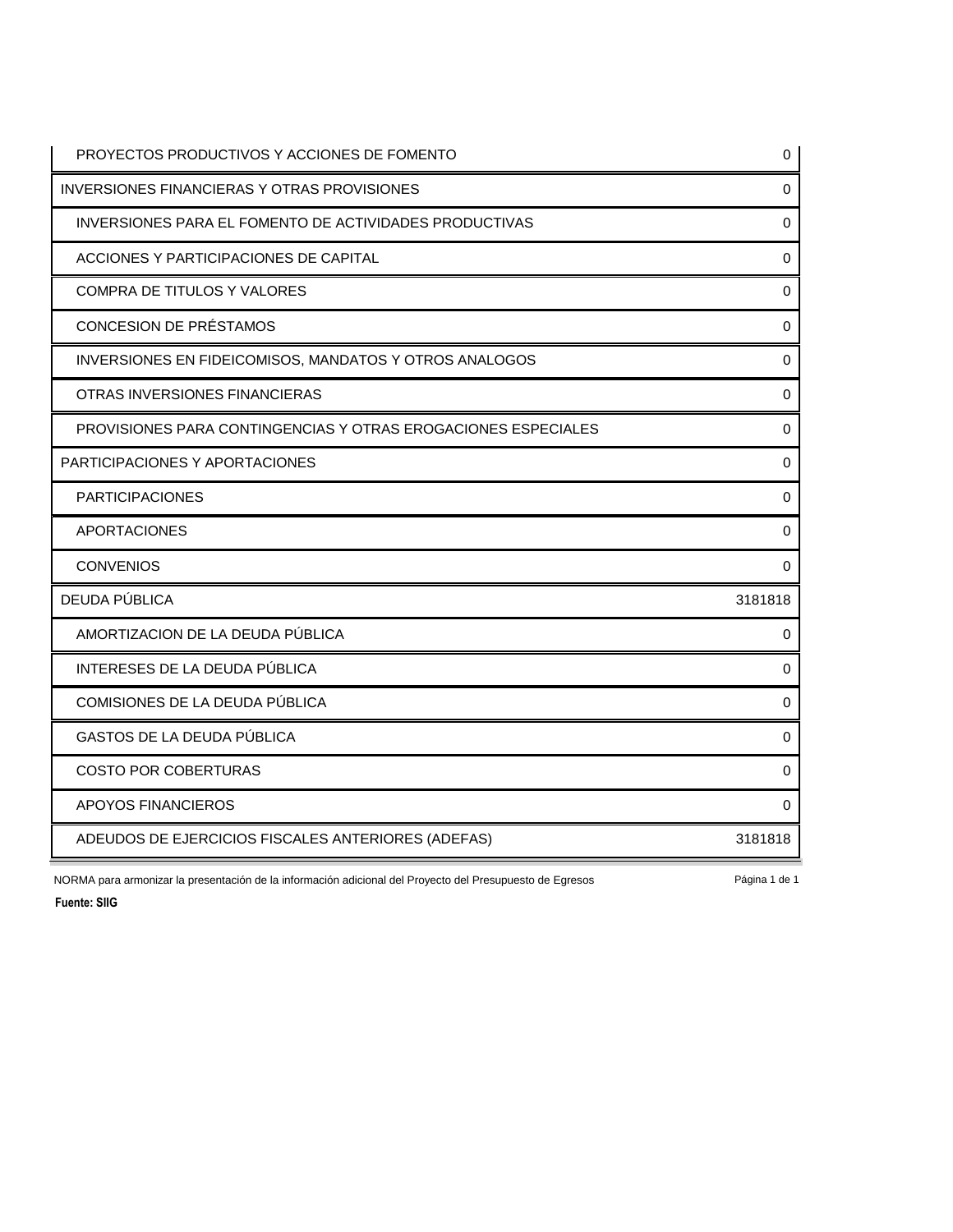| | |
|---|---|
| PROYECTOS PRODUCTIVOS Y ACCIONES DE FOMENTO | 0 |
| INVERSIONES FINANCIERAS Y OTRAS PROVISIONES | 0 |
| INVERSIONES PARA EL FOMENTO DE ACTIVIDADES PRODUCTIVAS | 0 |
| ACCIONES Y PARTICIPACIONES DE CAPITAL | 0 |
| COMPRA DE TITULOS Y VALORES | 0 |
| CONCESION DE PRÉSTAMOS | 0 |
| INVERSIONES EN FIDEICOMISOS, MANDATOS Y OTROS ANALOGOS | 0 |
| OTRAS INVERSIONES FINANCIERAS | 0 |
| PROVISIONES PARA CONTINGENCIAS Y OTRAS EROGACIONES ESPECIALES | 0 |
| PARTICIPACIONES Y APORTACIONES | 0 |
| PARTICIPACIONES | 0 |
| APORTACIONES | 0 |
| CONVENIOS | 0 |
| DEUDA PÚBLICA | 3181818 |
| AMORTIZACION DE LA DEUDA PÚBLICA | 0 |
| INTERESES DE LA DEUDA PÚBLICA | 0 |
| COMISIONES DE LA DEUDA PÚBLICA | 0 |
| GASTOS DE LA DEUDA PÚBLICA | 0 |
| COSTO POR COBERTURAS | 0 |
| APOYOS FINANCIEROS | 0 |
| ADEUDOS DE EJERCICIOS FISCALES ANTERIORES (ADEFAS) | 3181818 |

NORMA para armonizar la presentación de la información adicional del Proyecto del Presupuesto de Egresos

**Fuente: SIIG**